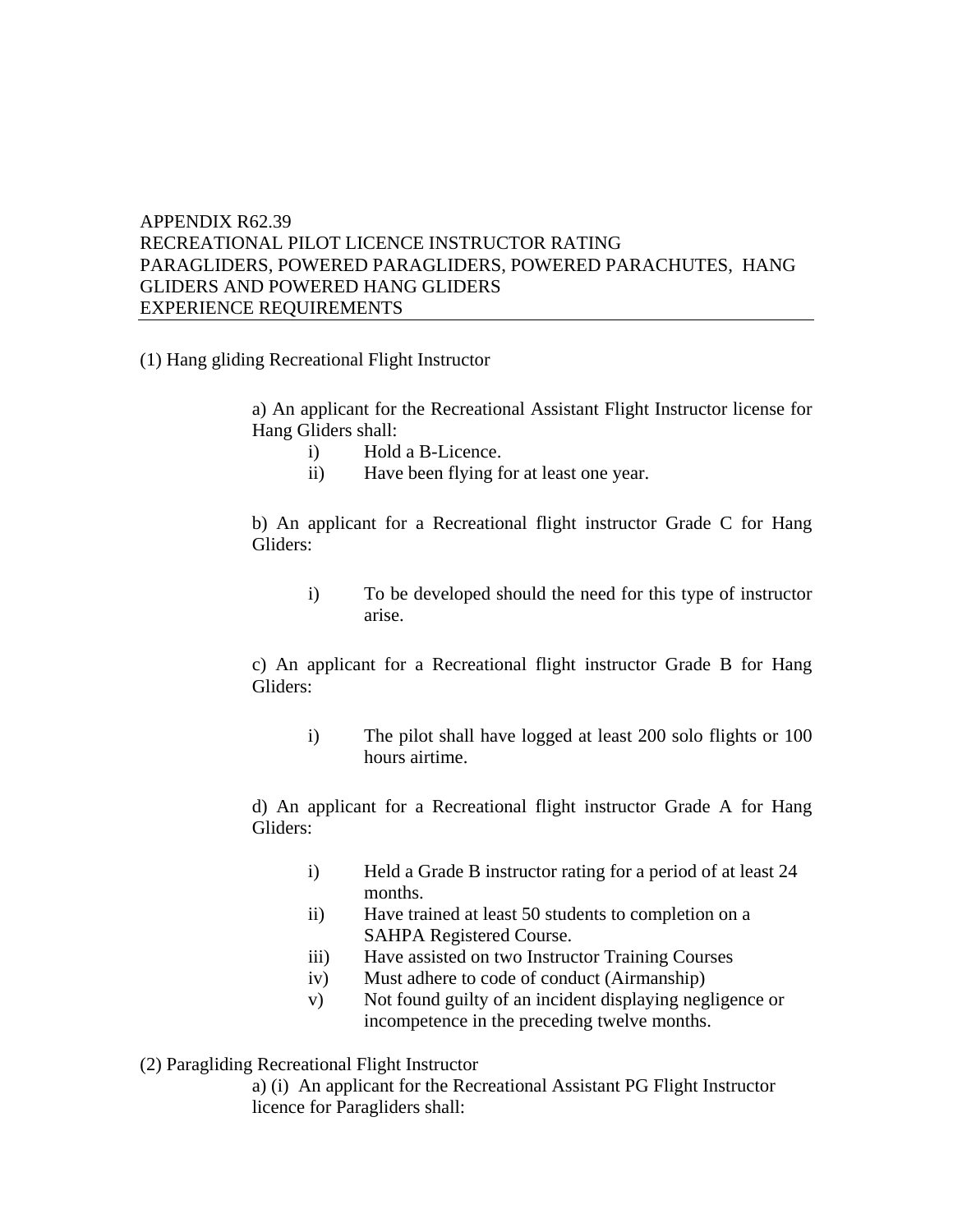# APPENDIX R62.39
# RECREATIONAL PILOT LICENCE INSTRUCTOR RATING
# PARAGLIDERS, POWERED PARAGLIDERS, POWERED PARACHUTES, HANG GLIDERS AND POWERED HANG GLIDERS
# EXPERIENCE REQUIREMENTS

(1) Hang gliding Recreational Flight Instructor

a) An applicant for the Recreational Assistant Flight Instructor license for Hang Gliders shall:

- i) Hold a B-Licence.
- ii) Have been flying for at least one year.

b) An applicant for a Recreational flight instructor Grade C for Hang Gliders:

- i) To be developed should the need for this type of instructor arise.

c) An applicant for a Recreational flight instructor Grade B for Hang Gliders:

- i) The pilot shall have logged at least 200 solo flights or 100 hours airtime.

d) An applicant for a Recreational flight instructor Grade A for Hang Gliders:

- i) Held a Grade B instructor rating for a period of at least 24 months.
- ii) Have trained at least 50 students to completion on a SAHPA Registered Course.
- iii) Have assisted on two Instructor Training Courses
- iv) Must adhere to code of conduct (Airmanship)
- v) Not found guilty of an incident displaying negligence or incompetence in the preceding twelve months.

(2) Paragliding Recreational Flight Instructor

a) (i) An applicant for the Recreational Assistant PG Flight Instructor licence for Paragliders shall: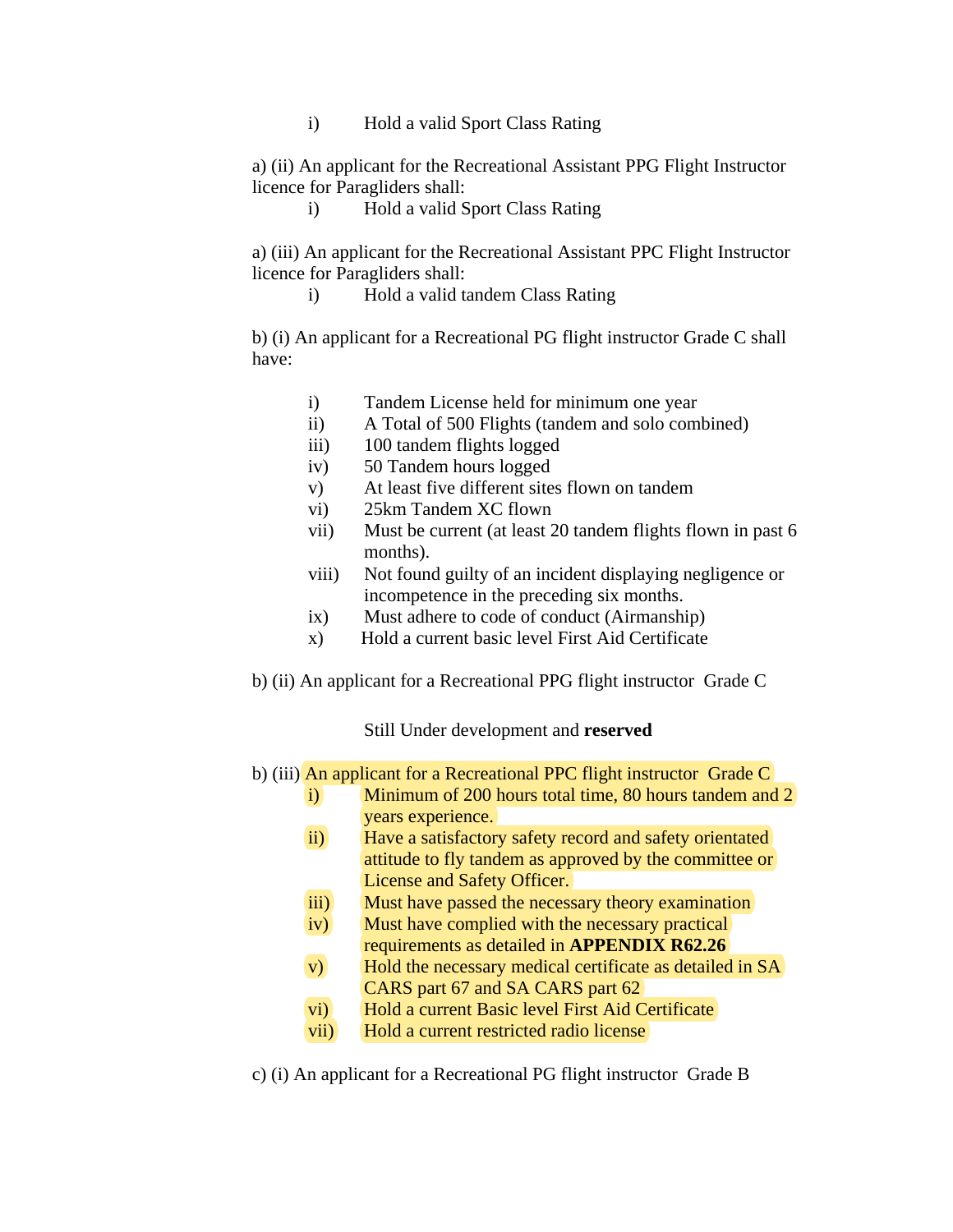i) Hold a valid Sport Class Rating

a) (ii) An applicant for the Recreational Assistant PPG Flight Instructor licence for Paragliders shall:

i) Hold a valid Sport Class Rating

a) (iii) An applicant for the Recreational Assistant PPC Flight Instructor licence for Paragliders shall:

i) Hold a valid tandem Class Rating

b) (i) An applicant for a Recreational PG flight instructor Grade C shall have:

i) Tandem License held for minimum one year
ii) A Total of 500 Flights (tandem and solo combined)
iii) 100 tandem flights logged
iv) 50 Tandem hours logged
v) At least five different sites flown on tandem
vi) 25km Tandem XC flown
vii) Must be current (at least 20 tandem flights flown in past 6 months).
viii) Not found guilty of an incident displaying negligence or incompetence in the preceding six months.
ix) Must adhere to code of conduct (Airmanship)
x) Hold a current basic level First Aid Certificate

b) (ii) An applicant for a Recreational PPG flight instructor Grade C

Still Under development and **reserved**

b) (iii) An applicant for a Recreational PPC flight instructor Grade C

i) Minimum of 200 hours total time, 80 hours tandem and 2 years experience.
ii) Have a satisfactory safety record and safety orientated attitude to fly tandem as approved by the committee or License and Safety Officer.
iii) Must have passed the necessary theory examination
iv) Must have complied with the necessary practical requirements as detailed in **APPENDIX R62.26**
v) Hold the necessary medical certificate as detailed in SA CARS part 67 and SA CARS part 62
vi) Hold a current Basic level First Aid Certificate
vii) Hold a current restricted radio license

c) (i) An applicant for a Recreational PG flight instructor Grade B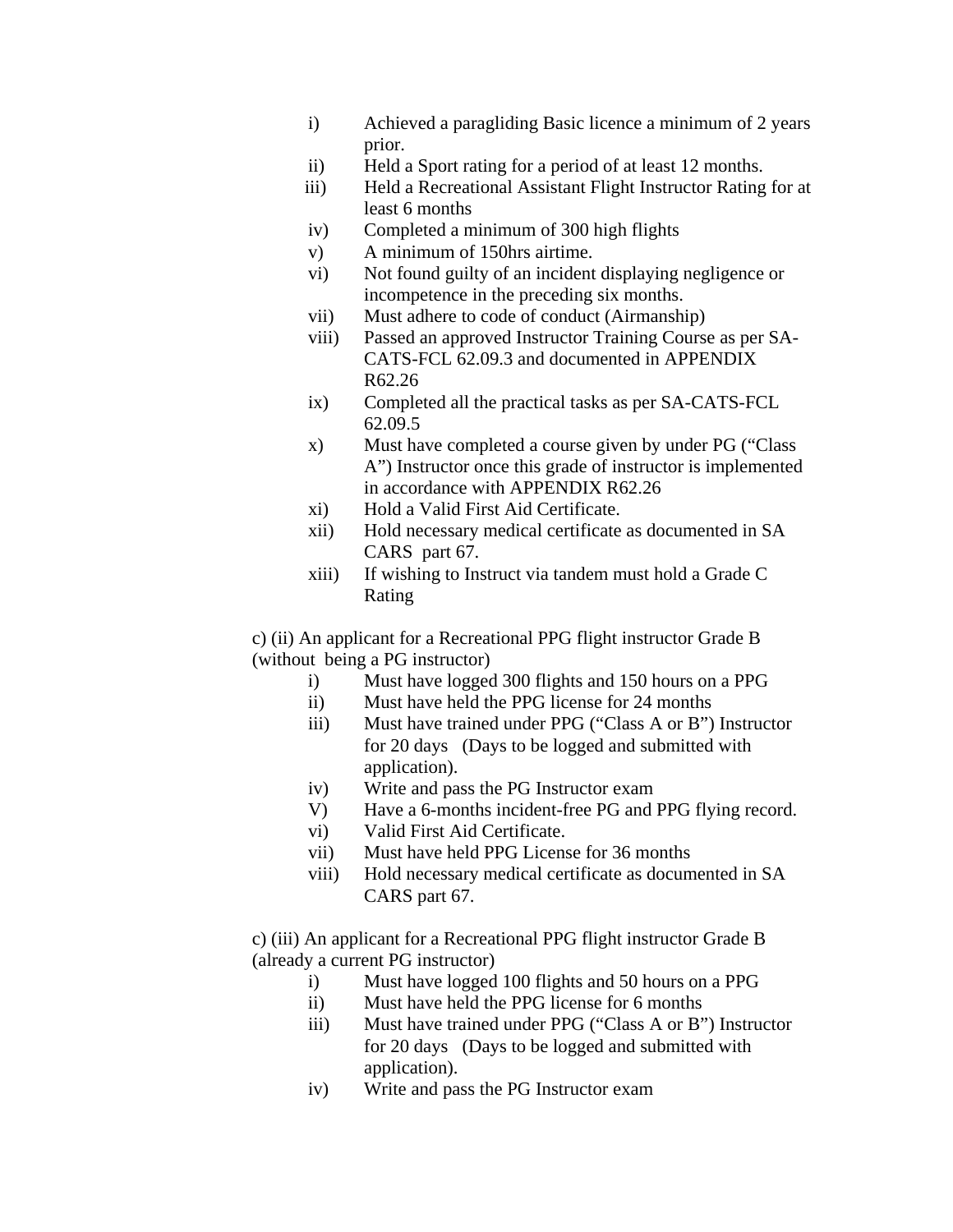i) Achieved a paragliding Basic licence a minimum of 2 years prior.

ii) Held a Sport rating for a period of at least 12 months.

iii) Held a Recreational Assistant Flight Instructor Rating for at least 6 months

iv) Completed a minimum of 300 high flights

v) A minimum of 150hrs airtime.

vi) Not found guilty of an incident displaying negligence or incompetence in the preceding six months.

vii) Must adhere to code of conduct (Airmanship)

viii) Passed an approved Instructor Training Course as per SA-CATS-FCL 62.09.3 and documented in APPENDIX R62.26

ix) Completed all the practical tasks as per SA-CATS-FCL 62.09.5

x) Must have completed a course given by under PG ("Class A") Instructor once this grade of instructor is implemented in accordance with APPENDIX R62.26

xi) Hold a Valid First Aid Certificate.

xii) Hold necessary medical certificate as documented in SA CARS part 67.

xiii) If wishing to Instruct via tandem must hold a Grade C Rating

c) (ii) An applicant for a Recreational PPG flight instructor Grade B (without being a PG instructor)

i) Must have logged 300 flights and 150 hours on a PPG

ii) Must have held the PPG license for 24 months

iii) Must have trained under PPG ("Class A or B") Instructor for 20 days (Days to be logged and submitted with application).

iv) Write and pass the PG Instructor exam

V) Have a 6-months incident-free PG and PPG flying record.

vi) Valid First Aid Certificate.

vii) Must have held PPG License for 36 months

viii) Hold necessary medical certificate as documented in SA CARS part 67.

c) (iii) An applicant for a Recreational PPG flight instructor Grade B (already a current PG instructor)

i) Must have logged 100 flights and 50 hours on a PPG

ii) Must have held the PPG license for 6 months

iii) Must have trained under PPG ("Class A or B") Instructor for 20 days (Days to be logged and submitted with application).

iv) Write and pass the PG Instructor exam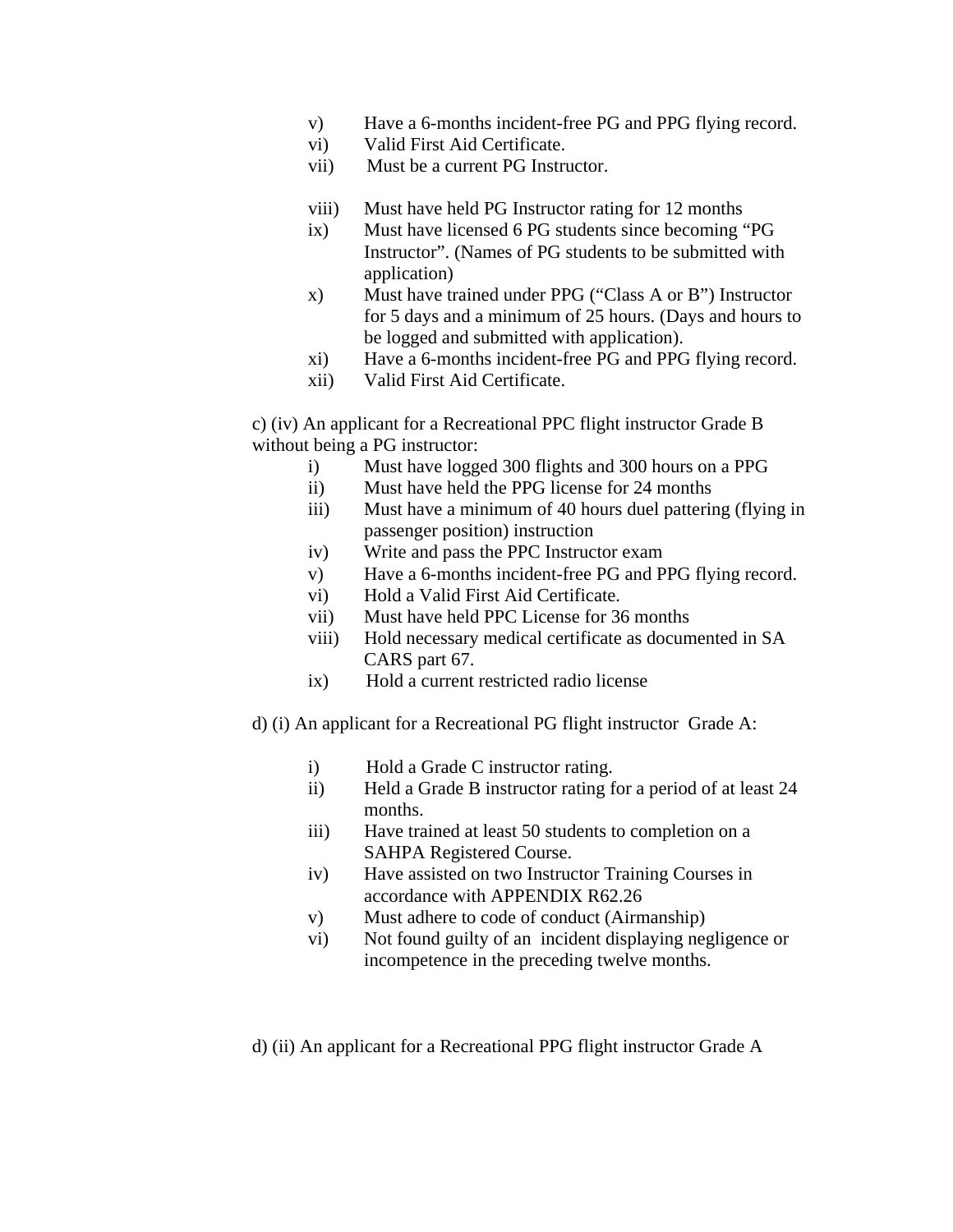v) Have a 6-months incident-free PG and PPG flying record.
vi) Valid First Aid Certificate.
vii) Must be a current PG Instructor.

viii) Must have held PG Instructor rating for 12 months
ix) Must have licensed 6 PG students since becoming "PG Instructor". (Names of PG students to be submitted with application)
x) Must have trained under PPG ("Class A or B") Instructor for 5 days and a minimum of 25 hours. (Days and hours to be logged and submitted with application).
xi) Have a 6-months incident-free PG and PPG flying record.
xii) Valid First Aid Certificate.

c) (iv) An applicant for a Recreational PPC flight instructor Grade B without being a PG instructor:

i) Must have logged 300 flights and 300 hours on a PPG
ii) Must have held the PPG license for 24 months
iii) Must have a minimum of 40 hours duel pattering (flying in passenger position) instruction
iv) Write and pass the PPC Instructor exam
v) Have a 6-months incident-free PG and PPG flying record.
vi) Hold a Valid First Aid Certificate.
vii) Must have held PPC License for 36 months
viii) Hold necessary medical certificate as documented in SA CARS part 67.
ix) Hold a current restricted radio license

d) (i) An applicant for a Recreational PG flight instructor Grade A:

i) Hold a Grade C instructor rating.
ii) Held a Grade B instructor rating for a period of at least 24 months.
iii) Have trained at least 50 students to completion on a SAHPA Registered Course.
iv) Have assisted on two Instructor Training Courses in accordance with APPENDIX R62.26
v) Must adhere to code of conduct (Airmanship)
vi) Not found guilty of an incident displaying negligence or incompetence in the preceding twelve months.

d) (ii) An applicant for a Recreational PPG flight instructor Grade A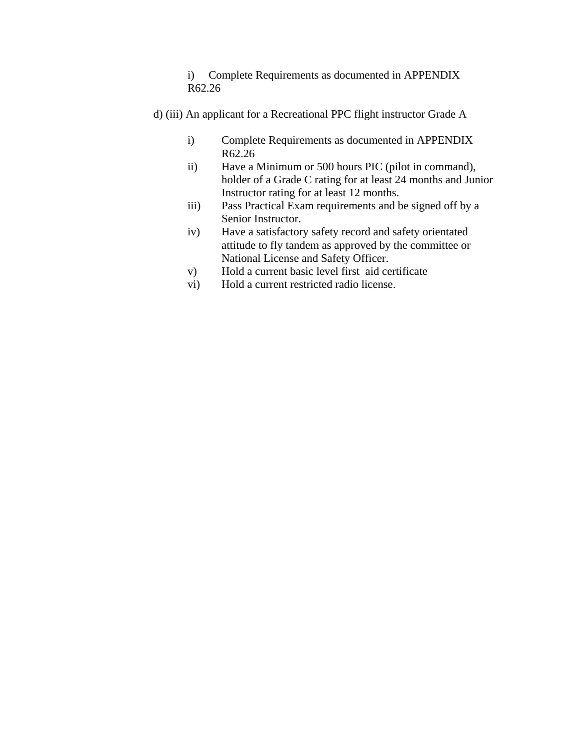i) Complete Requirements as documented in APPENDIX R62.26

d) (iii) An applicant for a Recreational PPC flight instructor Grade A

- i) Complete Requirements as documented in APPENDIX R62.26
- ii) Have a Minimum or 500 hours PIC (pilot in command), holder of a Grade C rating for at least 24 months and Junior Instructor rating for at least 12 months.
- iii) Pass Practical Exam requirements and be signed off by a Senior Instructor.
- iv) Have a satisfactory safety record and safety orientated attitude to fly tandem as approved by the committee or National License and Safety Officer.
- v) Hold a current basic level first aid certificate
- vi) Hold a current restricted radio license.